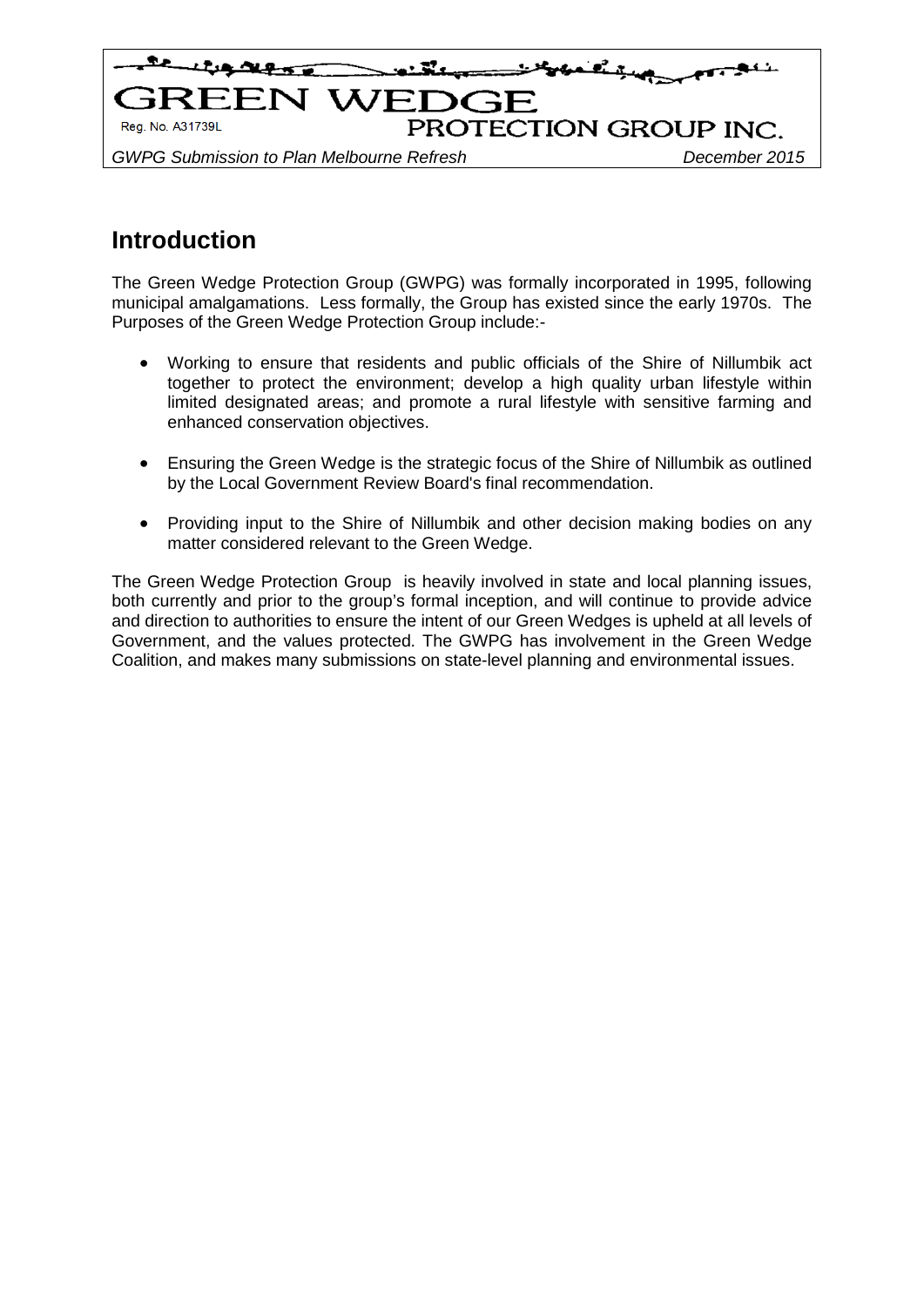## Introduction

The Green Wedge Protection Group (GWPG) was formally incorporated in 1995, following municipal amalgamations. Less formally, the Group has existed since the early 1970s. The Purposes of the Green Wedge Protection Group include:-

- Working to ensure that residents and public officials of the Shire of Nillumbik act together to protect the environment; develop a high quality urban lifestyle within limited designated areas; and promote a rural lifestyle with sensitive farming and enhanced conservation objectives.
- Ensuring the Green Wedge is the strategic focus of the Shire of Nillumbik as outlined by the Local Government Review Board's final recommendation.
- Providing input to the Shire of Nillumbik and other decision making bodies on any matter considered relevant to the Green Wedge.

The Green Wedge Protection Group is heavily involved in state and local planning issues, both currently and prior to the group's formal inception, and will continue to provide advice and direction to authorities to ensure the intent of our Green Wedges is upheld at all levels of Government, and the values protected. The GWPG has involvement in the Green Wedge Coalition, and makes many submissions on state-level planning and environmental issues.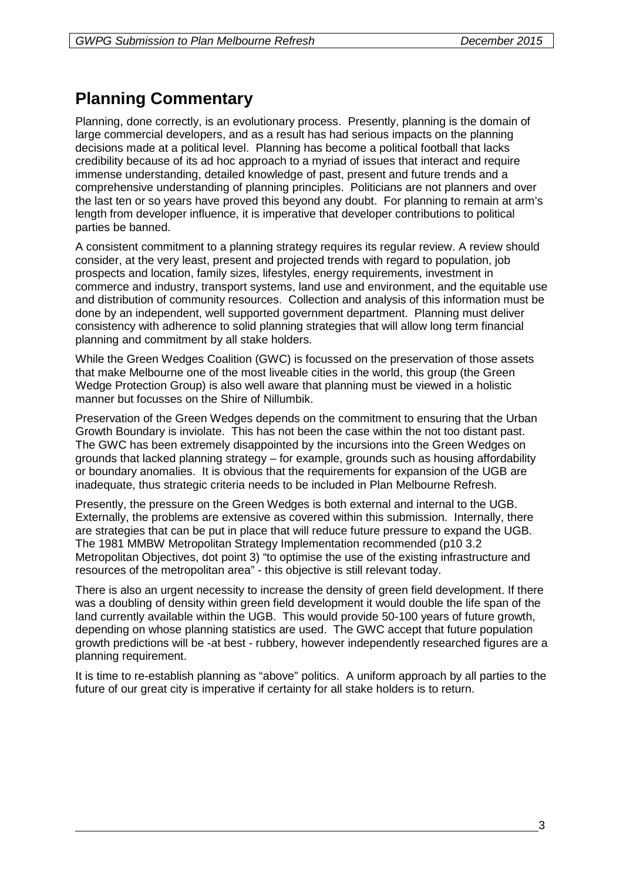## Planning Commentary

Planning, done correctly, is an evolutionary process. Presently, planning is the domain of large commercial developers, and as a result has had serious impacts on the planning decisions made at a political level. Planning has become a political football that lacks credibility because of its ad hoc approach to a myriad of issues that interact and require immense understanding, detailed knowledge of past, present and future trends and a comprehensive understanding of planning principles. Politicians are not planners and over the last ten or so years have proved this beyond any doubt. For planning to remain at arm's length from developer influence, it is imperative that developer contributions to political parties be banned.

A consistent commitment to a planning strategy requires its regular review. A review should consider, at the very least, present and projected trends with regard to population, job prospects and location, family sizes, lifestyles, energy requirements, investment in commerce and industry, transport systems, land use and environment, and the equitable use and distribution of community resources. Collection and analysis of this information must be done by an independent, well supported government department. Planning must deliver consistency with adherence to solid planning strategies that will allow long term financial planning and commitment by all stake holders.

While the Green Wedges Coalition (GWC) is focussed on the preservation of those assets that make Melbourne one of the most liveable cities in the world, this group (the Green Wedge Protection Group) is also well aware that planning must be viewed in a holistic manner but focusses on the Shire of Nillumbik.

Preservation of the Green Wedges depends on the commitment to ensuring that the Urban Growth Boundary is inviolate. This has not been the case within the not too distant past. The GWC has been extremely disappointed by the incursions into the Green Wedges on grounds that lacked planning strategy – for example, grounds such as housing affordability or boundary anomalies. It is obvious that the requirements for expansion of the UGB are inadequate, thus strategic criteria needs to be included in Plan Melbourne Refresh.

Presently, the pressure on the Green Wedges is both external and internal to the UGB. Externally, the problems are extensive as covered within this submission. Internally, there are strategies that can be put in place that will reduce future pressure to expand the UGB. The 1981 MMBW Metropolitan Strategy Implementation recommended (p10 3.2 Metropolitan Objectives, dot point 3) "to optimise the use of the existing infrastructure and resources of the metropolitan area" - this objective is still relevant today.

There is also an urgent necessity to increase the density of green field development. If there was a doubling of density within green field development it would double the life span of the land currently available within the UGB. This would provide 50-100 years of future growth, depending on whose planning statistics are used. The GWC accept that future population growth predictions will be -at best - rubbery, however independently researched figures are a planning requirement.

It is time to re-establish planning as "above" politics. A uniform approach by all parties to the future of our great city is imperative if certainty for all stake holders is to return.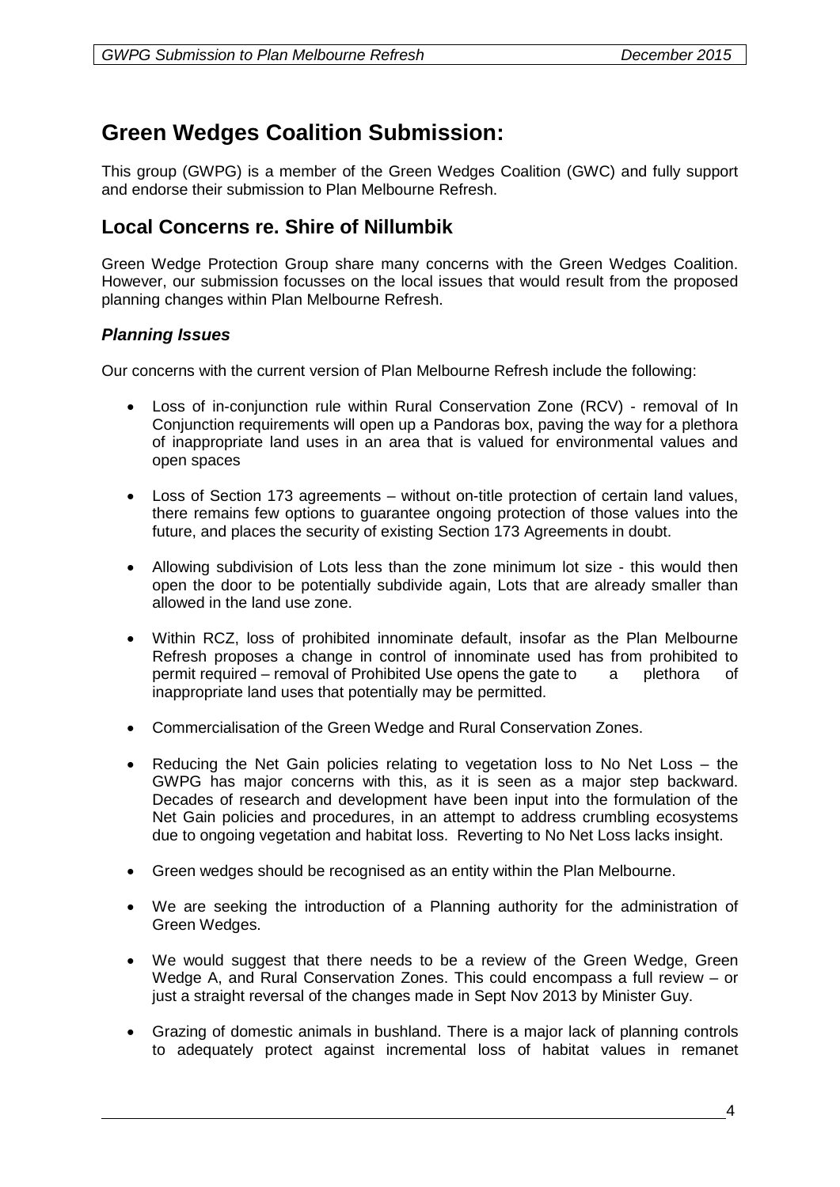## Green Wedges Coalition Submission:

This group (GWPG) is a member of the Green Wedges Coalition (GWC) and fully support and endorse their submission to Plan Melbourne Refresh.

## Local Concerns re. Shire of Nillumbik

Green Wedge Protection Group share many concerns with the Green Wedges Coalition. However, our submission focusses on the local issues that would result from the proposed planning changes within Plan Melbourne Refresh.

### *Planning Issues*

Our concerns with the current version of Plan Melbourne Refresh include the following:

- Loss of in-conjunction rule within Rural Conservation Zone (RCV) - removal of In Conjunction requirements will open up a Pandoras box, paving the way for a plethora of inappropriate land uses in an area that is valued for environmental values and open spaces

- Loss of Section 173 agreements – without on-title protection of certain land values, there remains few options to guarantee ongoing protection of those values into the future, and places the security of existing Section 173 Agreements in doubt.

- Allowing subdivision of Lots less than the zone minimum lot size - this would then open the door to be potentially subdivide again, Lots that are already smaller than allowed in the land use zone.

- Within RCZ, loss of prohibited innominate default, insofar as the Plan Melbourne Refresh proposes a change in control of innominate used has from prohibited to permit required – removal of Prohibited Use opens the gate to a plethora of inappropriate land uses that potentially may be permitted.

- Commercialisation of the Green Wedge and Rural Conservation Zones.

- Reducing the Net Gain policies relating to vegetation loss to No Net Loss – the GWPG has major concerns with this, as it is seen as a major step backward. Decades of research and development have been input into the formulation of the Net Gain policies and procedures, in an attempt to address crumbling ecosystems due to ongoing vegetation and habitat loss. Reverting to No Net Loss lacks insight.

- Green wedges should be recognised as an entity within the Plan Melbourne.

- We are seeking the introduction of a Planning authority for the administration of Green Wedges.

- We would suggest that there needs to be a review of the Green Wedge, Green Wedge A, and Rural Conservation Zones. This could encompass a full review – or just a straight reversal of the changes made in Sept Nov 2013 by Minister Guy.

- Grazing of domestic animals in bushland. There is a major lack of planning controls to adequately protect against incremental loss of habitat values in remanet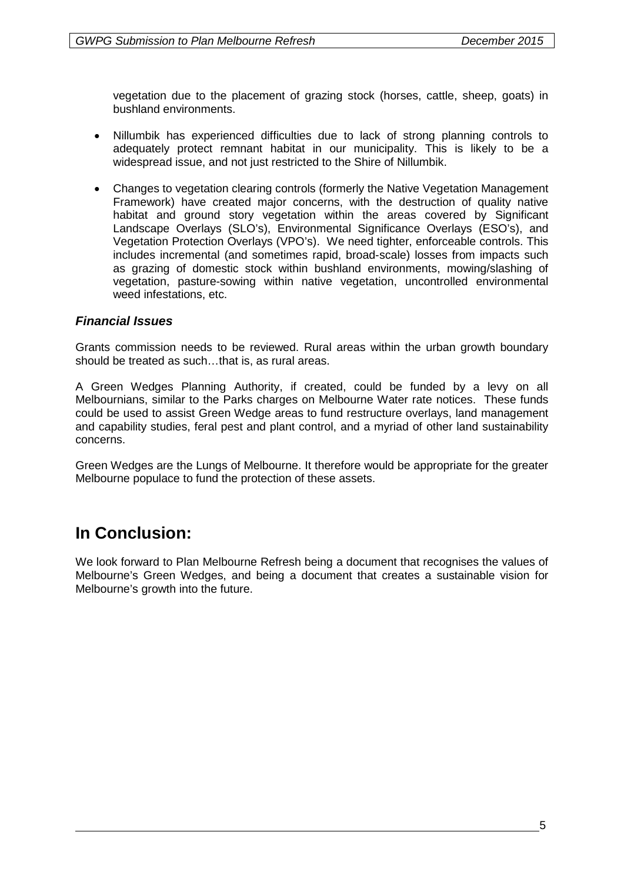vegetation due to the placement of grazing stock (horses, cattle, sheep, goats) in bushland environments.

- Nillumbik has experienced difficulties due to lack of strong planning controls to adequately protect remnant habitat in our municipality. This is likely to be a widespread issue, and not just restricted to the Shire of Nillumbik.
- Changes to vegetation clearing controls (formerly the Native Vegetation Management Framework) have created major concerns, with the destruction of quality native habitat and ground story vegetation within the areas covered by Significant Landscape Overlays (SLO's), Environmental Significance Overlays (ESO's), and Vegetation Protection Overlays (VPO's). We need tighter, enforceable controls. This includes incremental (and sometimes rapid, broad-scale) losses from impacts such as grazing of domestic stock within bushland environments, mowing/slashing of vegetation, pasture-sowing within native vegetation, uncontrolled environmental weed infestations, etc.

### *Financial Issues*

Grants commission needs to be reviewed. Rural areas within the urban growth boundary should be treated as such…that is, as rural areas.

A Green Wedges Planning Authority, if created, could be funded by a levy on all Melbournians, similar to the Parks charges on Melbourne Water rate notices. These funds could be used to assist Green Wedge areas to fund restructure overlays, land management and capability studies, feral pest and plant control, and a myriad of other land sustainability concerns.

Green Wedges are the Lungs of Melbourne. It therefore would be appropriate for the greater Melbourne populace to fund the protection of these assets.

## In Conclusion:

We look forward to Plan Melbourne Refresh being a document that recognises the values of Melbourne's Green Wedges, and being a document that creates a sustainable vision for Melbourne's growth into the future.